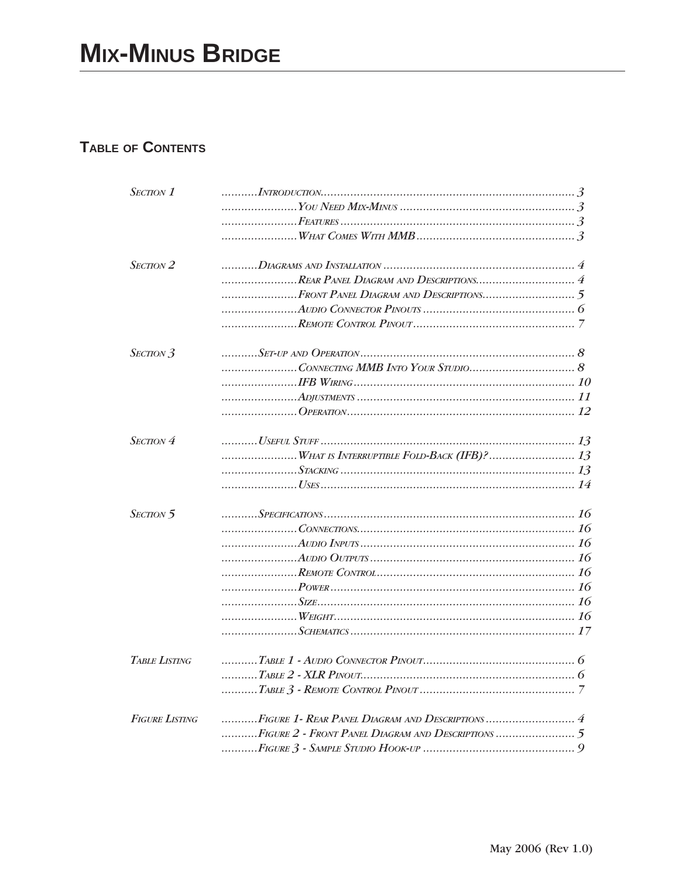# Mix-Minus Bridge

## Table of Contents

| | | |
|---|---|---|
| *Section 1* | *Introduction* | *3* |
| | *You Need Mix-Minus* | *3* |
| | *Features* | *3* |
| | *What Comes With MMB* | *3* |
| *Section 2* | *Diagrams and Installation* | *4* |
| | *Rear Panel Diagram and Descriptions* | *4* |
| | *Front Panel Diagram and Descriptions* | *5* |
| | *Audio Connector Pinouts* | *6* |
| | *Remote Control Pinout* | *7* |
| *Section 3* | *Set-up and Operation* | *8* |
| | *Connecting MMB Into Your Studio* | *8* |
| | *IFB Wiring* | *10* |
| | *Adjustments* | *11* |
| | *Operation* | *12* |
| *Section 4* | *Useful Stuff* | *13* |
| | *What is Interruptible Fold-Back (IFB)?* | *13* |
| | *Stacking* | *13* |
| | *Uses* | *14* |
| *Section 5* | *Specifications* | *16* |
| | *Connections* | *16* |
| | *Audio Inputs* | *16* |
| | *Audio Outputs* | *16* |
| | *Remote Control* | *16* |
| | *Power* | *16* |
| | *Size* | *16* |
| | *Weight* | *16* |
| | *Schematics* | *17* |
| *Table Listing* | *Table 1 - Audio Connector Pinout* | *6* |
| | *Table 2 - XLR Pinout* | *6* |
| | *Table 3 - Remote Control Pinout* | *7* |
| *Figure Listing* | *Figure 1- Rear Panel Diagram and Descriptions* | *4* |
| | *Figure 2 - Front Panel Diagram and Descriptions* | *5* |
| | *Figure 3 - Sample Studio Hook-up* | *9* |

May 2006 (Rev 1.0)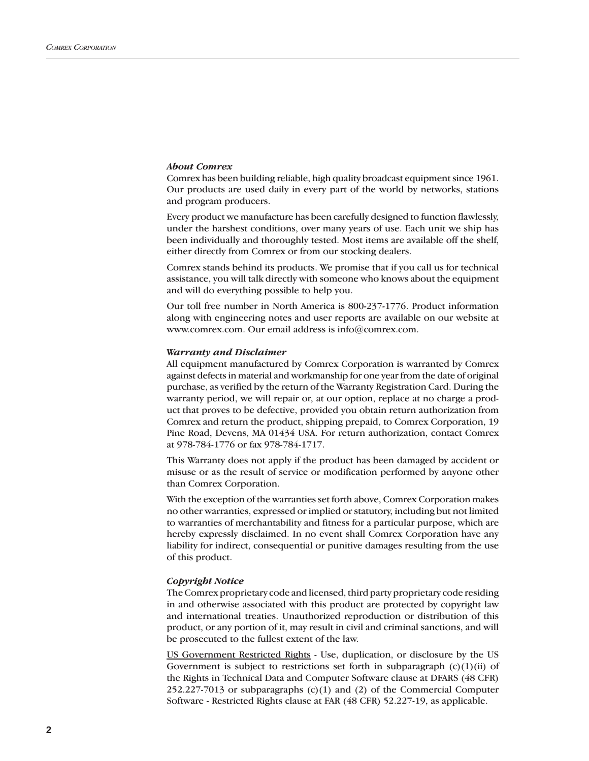### *About Comrex*

Comrex has been building reliable, high quality broadcast equipment since 1961. Our products are used daily in every part of the world by networks, stations and program producers.

Every product we manufacture has been carefully designed to function flawlessly, under the harshest conditions, over many years of use. Each unit we ship has been individually and thoroughly tested. Most items are available off the shelf, either directly from Comrex or from our stocking dealers.

Comrex stands behind its products. We promise that if you call us for technical assistance, you will talk directly with someone who knows about the equipment and will do everything possible to help you.

Our toll free number in North America is 800-237-1776. Product information along with engineering notes and user reports are available on our website at www.comrex.com. Our email address is info@comrex.com.

### *Warranty and Disclaimer*

All equipment manufactured by Comrex Corporation is warranted by Comrex against defects in material and workmanship for one year from the date of original purchase, as verified by the return of the Warranty Registration Card. During the warranty period, we will repair or, at our option, replace at no charge a product that proves to be defective, provided you obtain return authorization from Comrex and return the product, shipping prepaid, to Comrex Corporation, 19 Pine Road, Devens, MA 01434 USA. For return authorization, contact Comrex at 978-784-1776 or fax 978-784-1717.

This Warranty does not apply if the product has been damaged by accident or misuse or as the result of service or modification performed by anyone other than Comrex Corporation.

With the exception of the warranties set forth above, Comrex Corporation makes no other warranties, expressed or implied or statutory, including but not limited to warranties of merchantability and fitness for a particular purpose, which are hereby expressly disclaimed. In no event shall Comrex Corporation have any liability for indirect, consequential or punitive damages resulting from the use of this product.

### *Copyright Notice*

The Comrex proprietary code and licensed, third party proprietary code residing in and otherwise associated with this product are protected by copyright law and international treaties. Unauthorized reproduction or distribution of this product, or any portion of it, may result in civil and criminal sanctions, and will be prosecuted to the fullest extent of the law.

US Government Restricted Rights - Use, duplication, or disclosure by the US Government is subject to restrictions set forth in subparagraph (c)(1)(ii) of the Rights in Technical Data and Computer Software clause at DFARS (48 CFR) 252.227-7013 or subparagraphs (c)(1) and (2) of the Commercial Computer Software - Restricted Rights clause at FAR (48 CFR) 52.227-19, as applicable.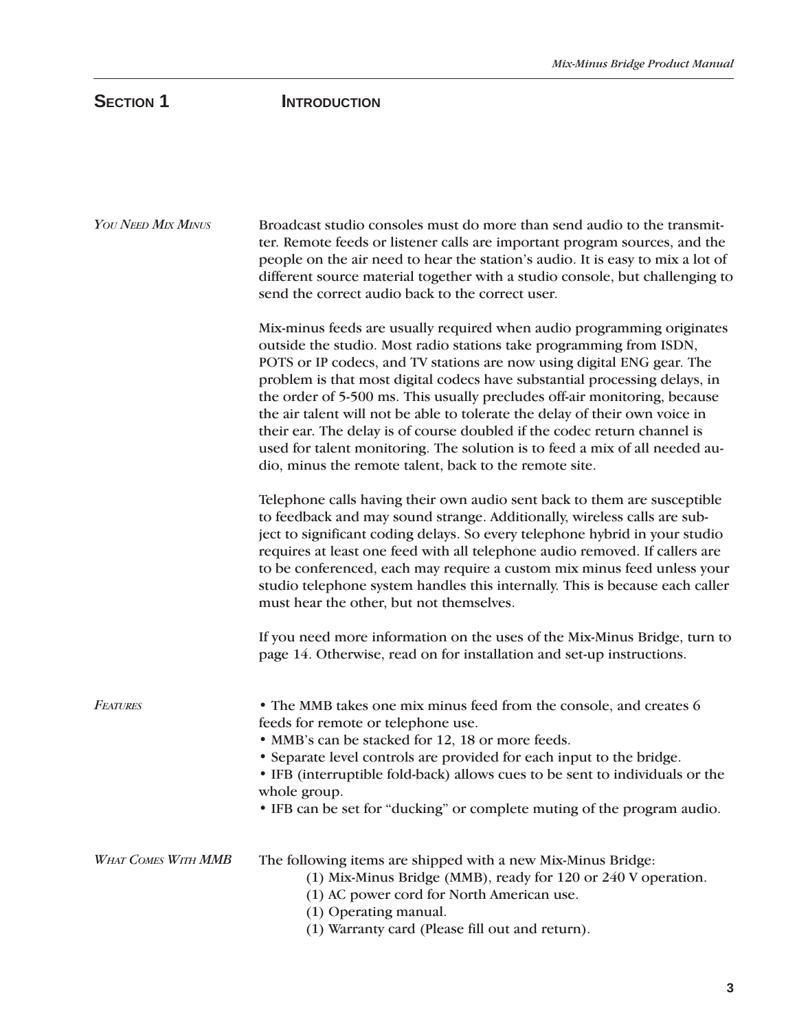# Section 1 Introduction

### *You Need Mix Minus*

Broadcast studio consoles must do more than send audio to the transmitter. Remote feeds or listener calls are important program sources, and the people on the air need to hear the station's audio. It is easy to mix a lot of different source material together with a studio console, but challenging to send the correct audio back to the correct user.

Mix-minus feeds are usually required when audio programming originates outside the studio. Most radio stations take programming from ISDN, POTS or IP codecs, and TV stations are now using digital ENG gear. The problem is that most digital codecs have substantial processing delays, in the order of 5-500 ms. This usually precludes off-air monitoring, because the air talent will not be able to tolerate the delay of their own voice in their ear. The delay is of course doubled if the codec return channel is used for talent monitoring. The solution is to feed a mix of all needed audio, minus the remote talent, back to the remote site.

Telephone calls having their own audio sent back to them are susceptible to feedback and may sound strange. Additionally, wireless calls are subject to significant coding delays. So every telephone hybrid in your studio requires at least one feed with all telephone audio removed. If callers are to be conferenced, each may require a custom mix minus feed unless your studio telephone system handles this internally. This is because each caller must hear the other, but not themselves.

If you need more information on the uses of the Mix-Minus Bridge, turn to page 14. Otherwise, read on for installation and set-up instructions.

### *Features*

- The MMB takes one mix minus feed from the console, and creates 6 feeds for remote or telephone use.
- MMB's can be stacked for 12, 18 or more feeds.
- Separate level controls are provided for each input to the bridge.
- IFB (interruptible fold-back) allows cues to be sent to individuals or the whole group.
- IFB can be set for "ducking" or complete muting of the program audio.

### *What Comes With MMB*

The following items are shipped with a new Mix-Minus Bridge:

(1) Mix-Minus Bridge (MMB), ready for 120 or 240 V operation.
(1) AC power cord for North American use.
(1) Operating manual.
(1) Warranty card (Please fill out and return).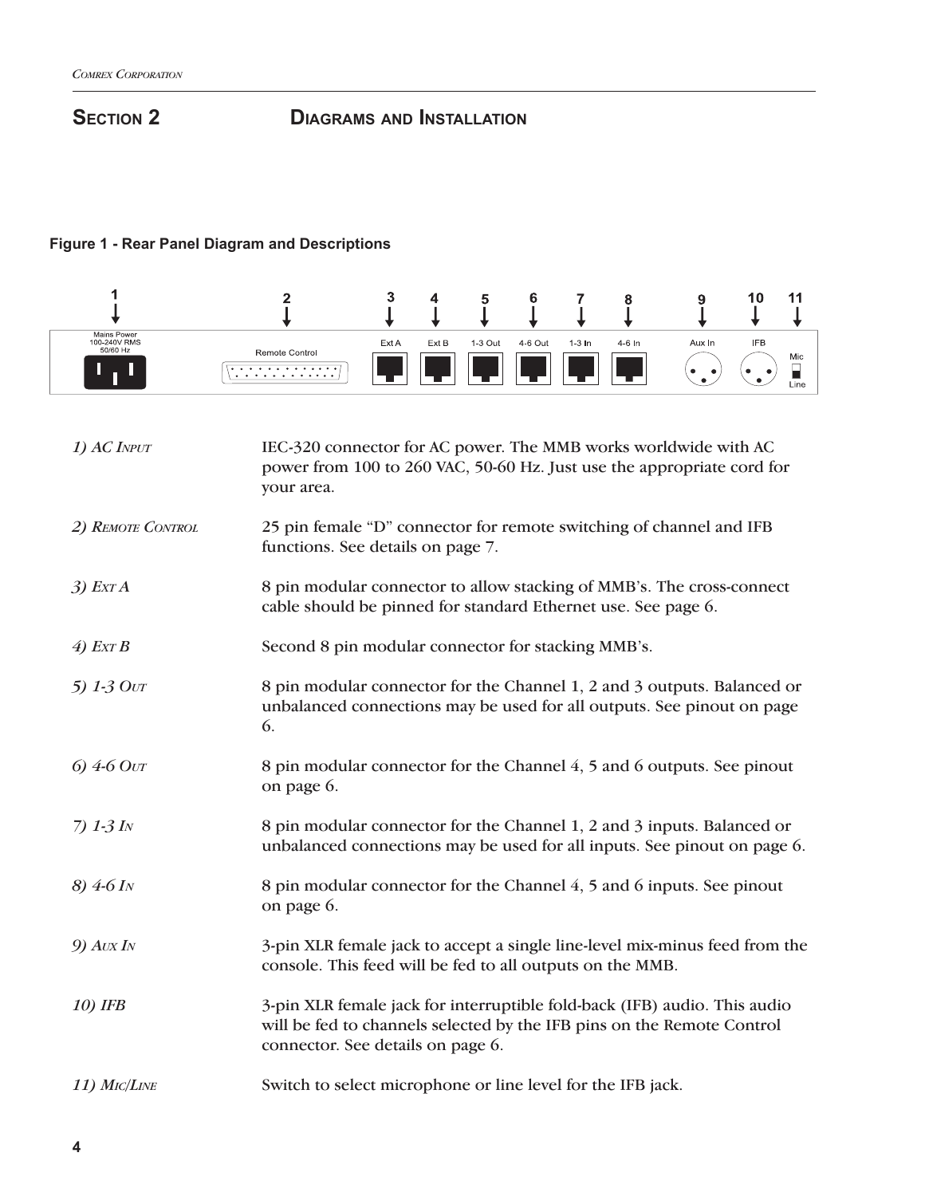# Section 2 Diagrams and Installation

**Figure 1 - Rear Panel Diagram and Descriptions**

| | |
|---|---|
| *1) AC Input* | IEC-320 connector for AC power. The MMB works worldwide with AC power from 100 to 260 VAC, 50-60 Hz. Just use the appropriate cord for your area. |
| *2) Remote Control* | 25 pin female "D" connector for remote switching of channel and IFB functions. See details on page 7. |
| *3) Ext A* | 8 pin modular connector to allow stacking of MMB's. The cross-connect cable should be pinned for standard Ethernet use. See page 6. |
| *4) Ext B* | Second 8 pin modular connector for stacking MMB's. |
| *5) 1-3 Out* | 8 pin modular connector for the Channel 1, 2 and 3 outputs. Balanced or unbalanced connections may be used for all outputs. See pinout on page 6. |
| *6) 4-6 Out* | 8 pin modular connector for the Channel 4, 5 and 6 outputs. See pinout on page 6. |
| *7) 1-3 In* | 8 pin modular connector for the Channel 1, 2 and 3 inputs. Balanced or unbalanced connections may be used for all inputs. See pinout on page 6. |
| *8) 4-6 In* | 8 pin modular connector for the Channel 4, 5 and 6 inputs. See pinout on page 6. |
| *9) Aux In* | 3-pin XLR female jack to accept a single line-level mix-minus feed from the console. This feed will be fed to all outputs on the MMB. |
| *10) IFB* | 3-pin XLR female jack for interruptible fold-back (IFB) audio. This audio will be fed to channels selected by the IFB pins on the Remote Control connector. See details on page 6. |
| *11) Mic/Line* | Switch to select microphone or line level for the IFB jack. |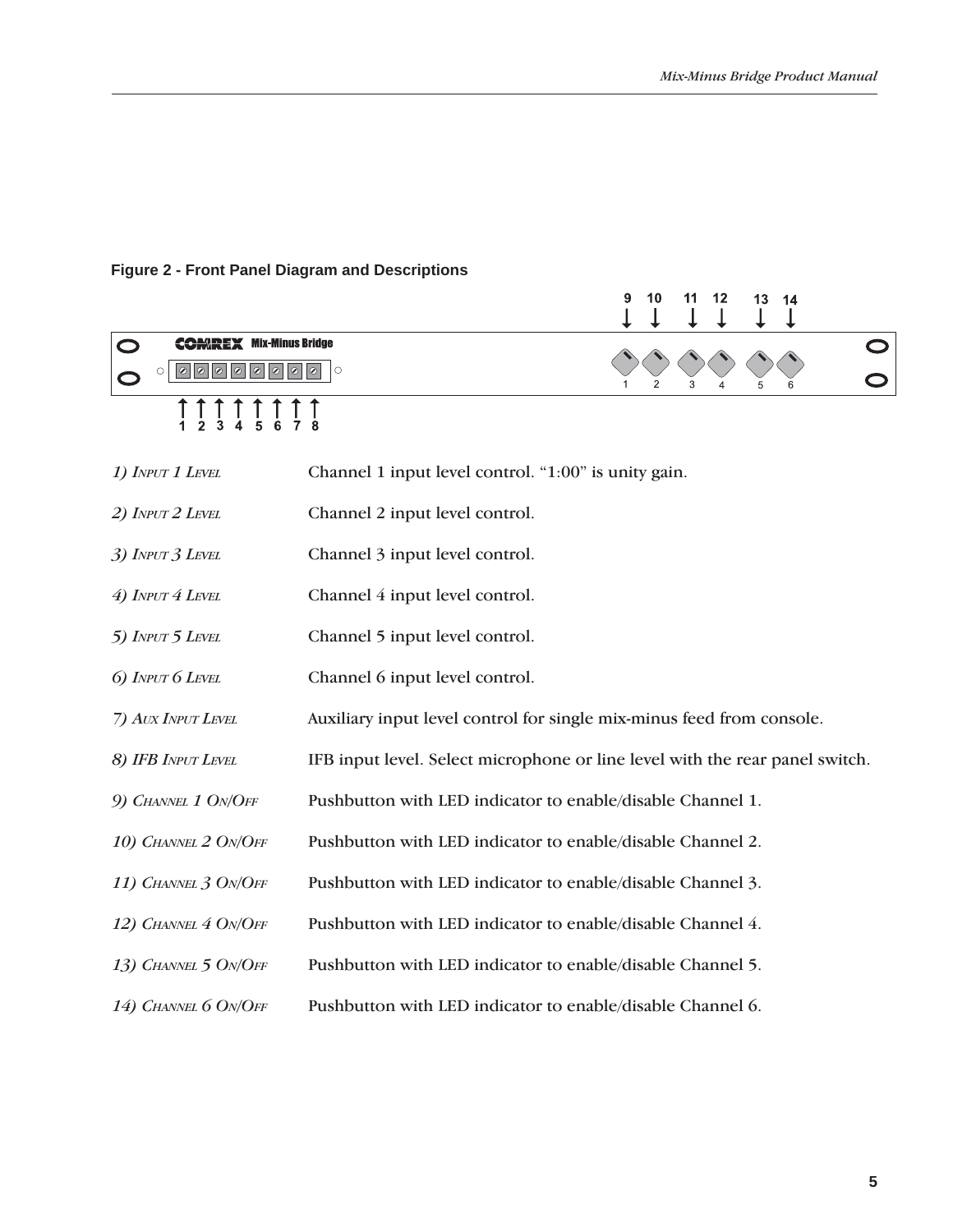**Figure 2 - Front Panel Diagram and Descriptions**

| | |
|---|---|
| *1) Input 1 Level* | Channel 1 input level control. “1:00” is unity gain. |
| *2) Input 2 Level* | Channel 2 input level control. |
| *3) Input 3 Level* | Channel 3 input level control. |
| *4) Input 4 Level* | Channel 4 input level control. |
| *5) Input 5 Level* | Channel 5 input level control. |
| *6) Input 6 Level* | Channel 6 input level control. |
| *7) Aux Input Level* | Auxiliary input level control for single mix-minus feed from console. |
| *8) IFB Input Level* | IFB input level. Select microphone or line level with the rear panel switch. |
| *9) Channel 1 On/Off* | Pushbutton with LED indicator to enable/disable Channel 1. |
| *10) Channel 2 On/Off* | Pushbutton with LED indicator to enable/disable Channel 2. |
| *11) Channel 3 On/Off* | Pushbutton with LED indicator to enable/disable Channel 3. |
| *12) Channel 4 On/Off* | Pushbutton with LED indicator to enable/disable Channel 4. |
| *13) Channel 5 On/Off* | Pushbutton with LED indicator to enable/disable Channel 5. |
| *14) Channel 6 On/Off* | Pushbutton with LED indicator to enable/disable Channel 6. |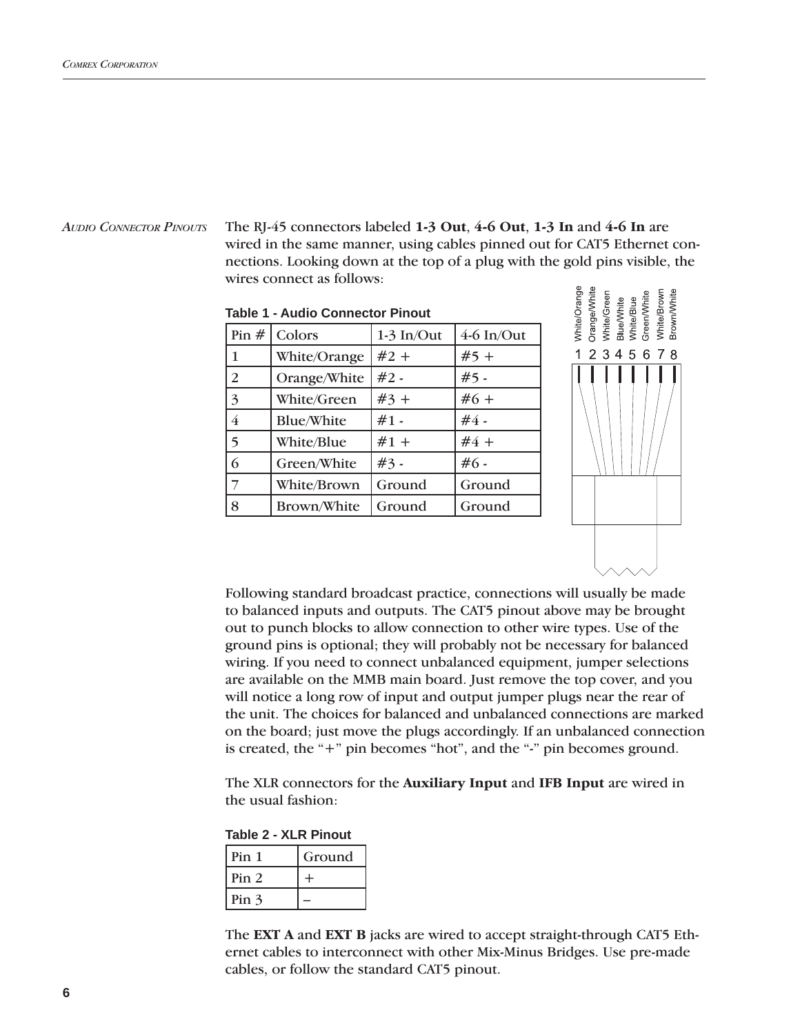*AUDIO CONNECTOR PINOUTS*

The RJ-45 connectors labeled **1-3 Out**, **4-6 Out**, **1-3 In** and **4-6 In** are wired in the same manner, using cables pinned out for CAT5 Ethernet connections. Looking down at the top of a plug with the gold pins visible, the wires connect as follows:

**Table 1 - Audio Connector Pinout**

| Pin # | Colors | 1-3 In/Out | 4-6 In/Out |
|---|---|---|---|
| 1 | White/Orange | #2 + | #5 + |
| 2 | Orange/White | #2 - | #5 - |
| 3 | White/Green | #3 + | #6 + |
| 4 | Blue/White | #1 - | #4 - |
| 5 | White/Blue | #1 + | #4 + |
| 6 | Green/White | #3 - | #6 - |
| 7 | White/Brown | Ground | Ground |
| 8 | Brown/White | Ground | Ground |

White/Orange, Orange/White, White/Green, Blue/White, White/Blue, Green/White, White/Brown, Brown/White

1 2 3 4 5 6 7 8

Following standard broadcast practice, connections will usually be made to balanced inputs and outputs. The CAT5 pinout above may be brought out to punch blocks to allow connection to other wire types. Use of the ground pins is optional; they will probably not be necessary for balanced wiring. If you need to connect unbalanced equipment, jumper selections are available on the MMB main board. Just remove the top cover, and you will notice a long row of input and output jumper plugs near the rear of the unit. The choices for balanced and unbalanced connections are marked on the board; just move the plugs accordingly. If an unbalanced connection is created, the "+" pin becomes "hot", and the "-" pin becomes ground.

The XLR connectors for the **Auxiliary Input** and **IFB Input** are wired in the usual fashion:

**Table 2 - XLR Pinout**

| Pin 1 | Ground |
|---|---|
| Pin 2 | + |
| Pin 3 | – |

The **EXT A** and **EXT B** jacks are wired to accept straight-through CAT5 Ethernet cables to interconnect with other Mix-Minus Bridges. Use pre-made cables, or follow the standard CAT5 pinout.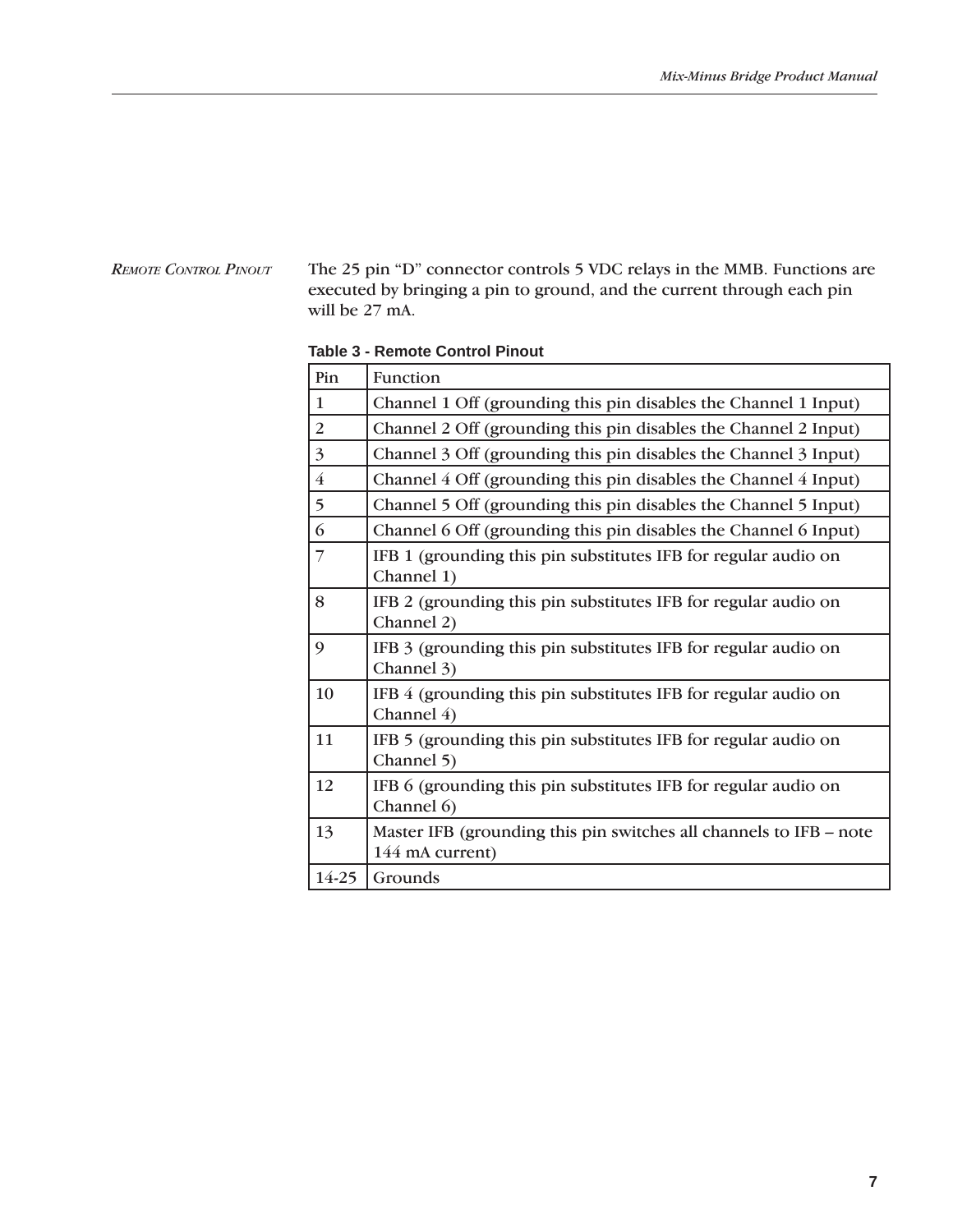### *Remote Control Pinout*

The 25 pin "D" connector controls 5 VDC relays in the MMB. Functions are executed by bringing a pin to ground, and the current through each pin will be 27 mA.

**Table 3 - Remote Control Pinout**

| Pin | Function |
|---|---|
| 1 | Channel 1 Off (grounding this pin disables the Channel 1 Input) |
| 2 | Channel 2 Off (grounding this pin disables the Channel 2 Input) |
| 3 | Channel 3 Off (grounding this pin disables the Channel 3 Input) |
| 4 | Channel 4 Off (grounding this pin disables the Channel 4 Input) |
| 5 | Channel 5 Off (grounding this pin disables the Channel 5 Input) |
| 6 | Channel 6 Off (grounding this pin disables the Channel 6 Input) |
| 7 | IFB 1 (grounding this pin substitutes IFB for regular audio on Channel 1) |
| 8 | IFB 2 (grounding this pin substitutes IFB for regular audio on Channel 2) |
| 9 | IFB 3 (grounding this pin substitutes IFB for regular audio on Channel 3) |
| 10 | IFB 4 (grounding this pin substitutes IFB for regular audio on Channel 4) |
| 11 | IFB 5 (grounding this pin substitutes IFB for regular audio on Channel 5) |
| 12 | IFB 6 (grounding this pin substitutes IFB for regular audio on Channel 6) |
| 13 | Master IFB (grounding this pin switches all channels to IFB – note 144 mA current) |
| 14-25 | Grounds |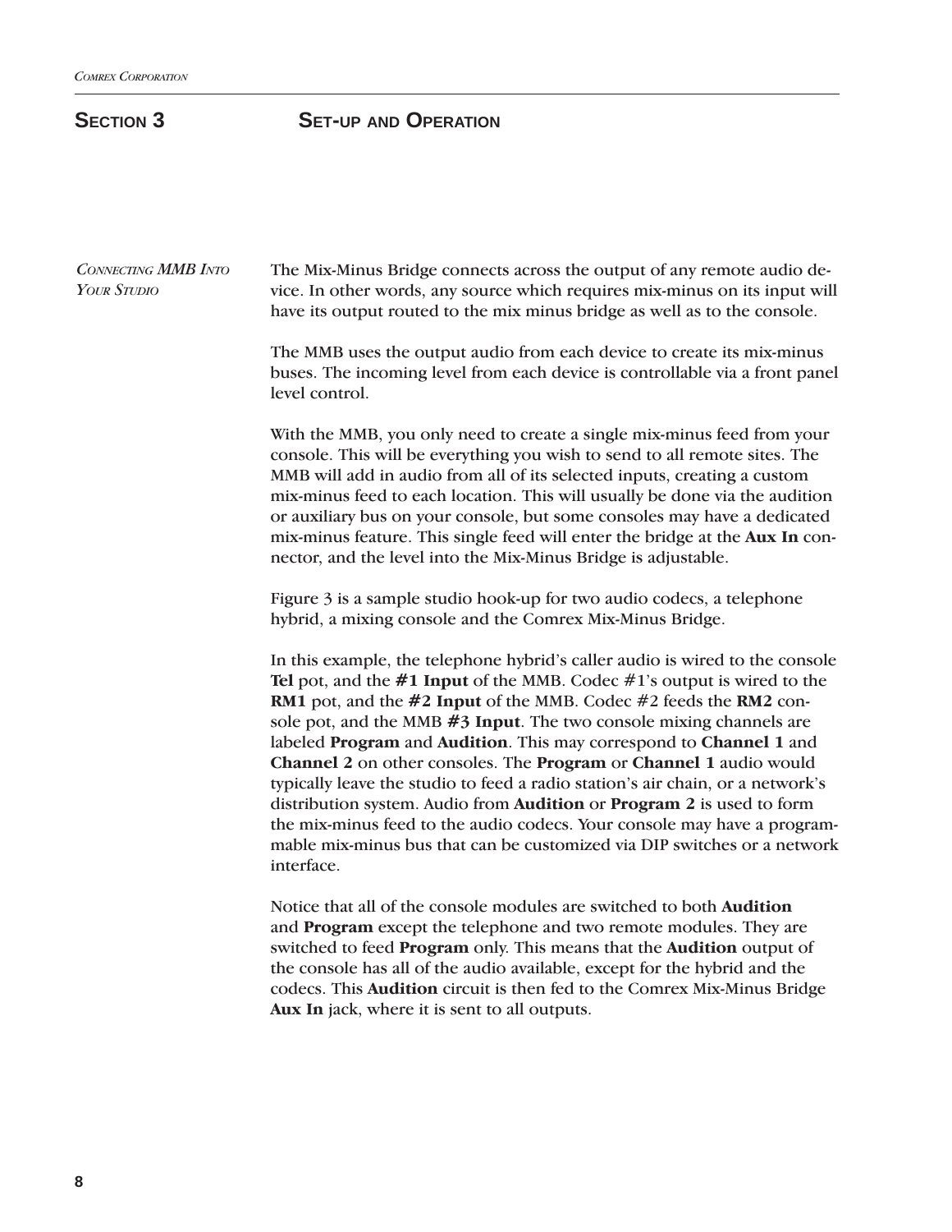# Section 3 Set-up and Operation

## *Connecting MMB Into Your Studio*

The Mix-Minus Bridge connects across the output of any remote audio device. In other words, any source which requires mix-minus on its input will have its output routed to the mix minus bridge as well as to the console.

The MMB uses the output audio from each device to create its mix-minus buses. The incoming level from each device is controllable via a front panel level control.

With the MMB, you only need to create a single mix-minus feed from your console. This will be everything you wish to send to all remote sites. The MMB will add in audio from all of its selected inputs, creating a custom mix-minus feed to each location. This will usually be done via the audition or auxiliary bus on your console, but some consoles may have a dedicated mix-minus feature. This single feed will enter the bridge at the **Aux In** connector, and the level into the Mix-Minus Bridge is adjustable.

Figure 3 is a sample studio hook-up for two audio codecs, a telephone hybrid, a mixing console and the Comrex Mix-Minus Bridge.

In this example, the telephone hybrid's caller audio is wired to the console **Tel** pot, and the **#1 Input** of the MMB. Codec #1's output is wired to the **RM1** pot, and the **#2 Input** of the MMB. Codec #2 feeds the **RM2** console pot, and the MMB **#3 Input**. The two console mixing channels are labeled **Program** and **Audition**. This may correspond to **Channel 1** and **Channel 2** on other consoles. The **Program** or **Channel 1** audio would typically leave the studio to feed a radio station's air chain, or a network's distribution system. Audio from **Audition** or **Program 2** is used to form the mix-minus feed to the audio codecs. Your console may have a programmable mix-minus bus that can be customized via DIP switches or a network interface.

Notice that all of the console modules are switched to both **Audition** and **Program** except the telephone and two remote modules. They are switched to feed **Program** only. This means that the **Audition** output of the console has all of the audio available, except for the hybrid and the codecs. This **Audition** circuit is then fed to the Comrex Mix-Minus Bridge **Aux In** jack, where it is sent to all outputs.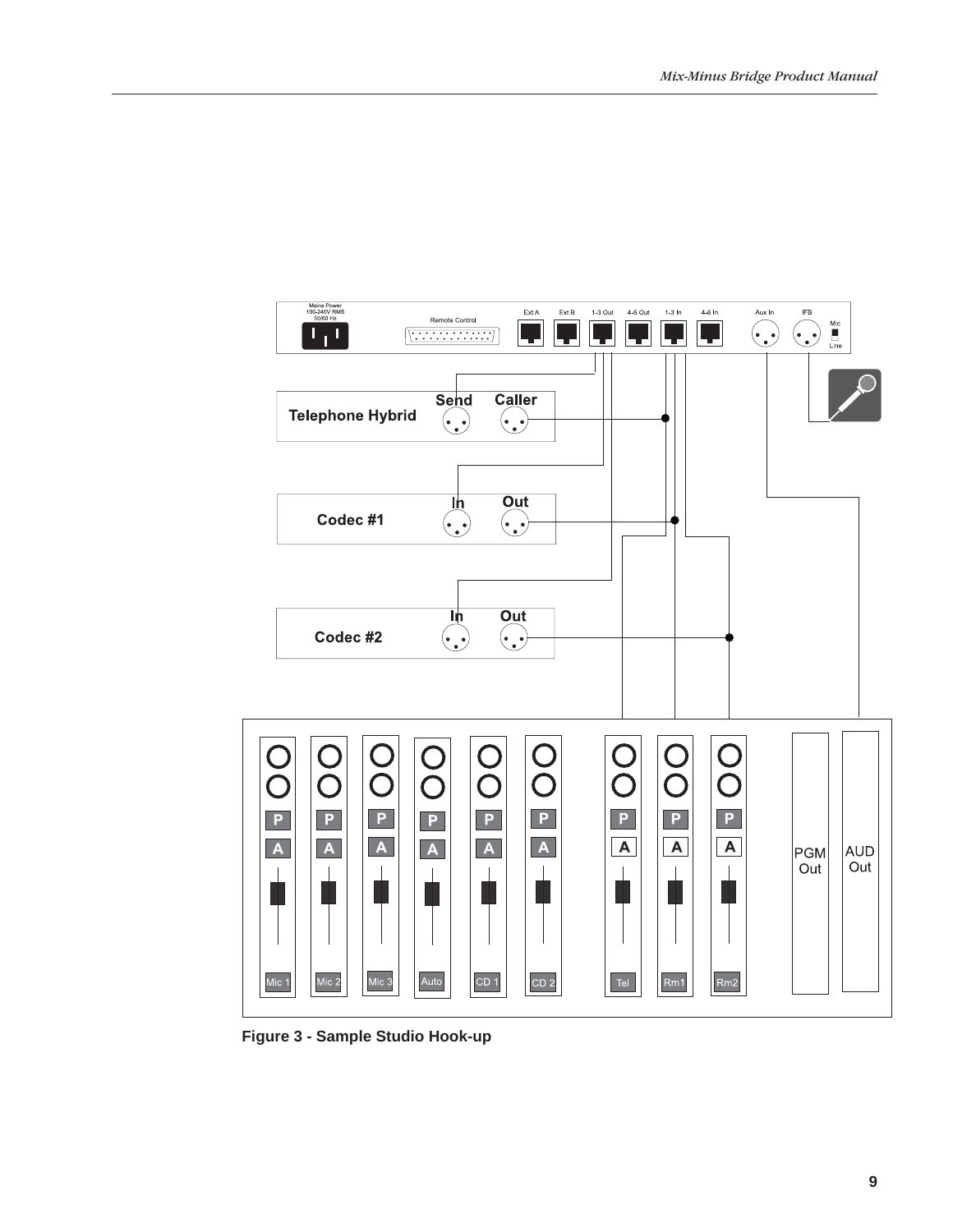Figure 3 - Sample Studio Hook-up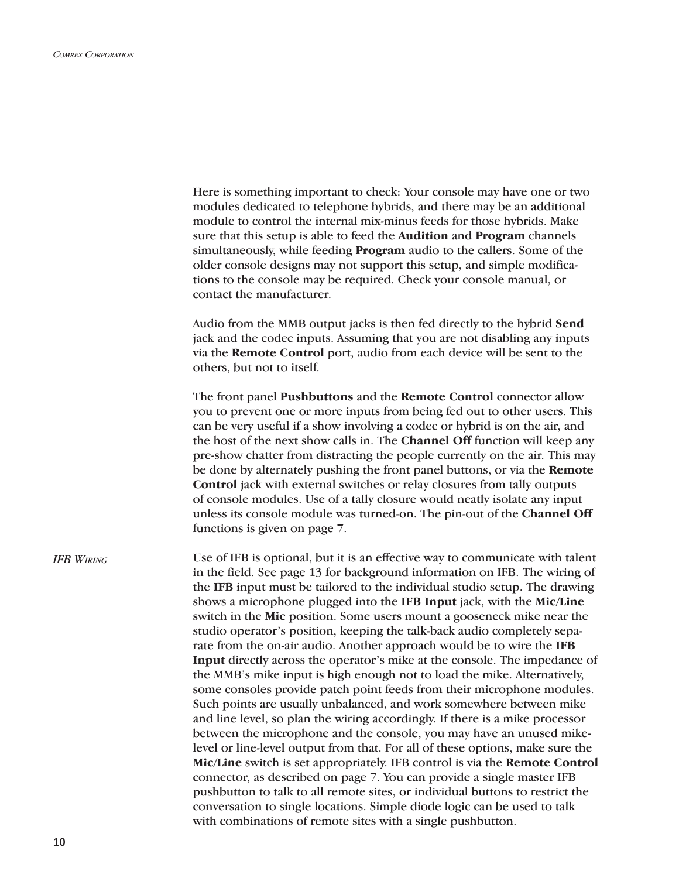Here is something important to check: Your console may have one or two modules dedicated to telephone hybrids, and there may be an additional module to control the internal mix-minus feeds for those hybrids. Make sure that this setup is able to feed the **Audition** and **Program** channels simultaneously, while feeding **Program** audio to the callers. Some of the older console designs may not support this setup, and simple modifications to the console may be required. Check your console manual, or contact the manufacturer.

Audio from the MMB output jacks is then fed directly to the hybrid **Send** jack and the codec inputs. Assuming that you are not disabling any inputs via the **Remote Control** port, audio from each device will be sent to the others, but not to itself.

The front panel **Pushbuttons** and the **Remote Control** connector allow you to prevent one or more inputs from being fed out to other users. This can be very useful if a show involving a codec or hybrid is on the air, and the host of the next show calls in. The **Channel Off** function will keep any pre-show chatter from distracting the people currently on the air. This may be done by alternately pushing the front panel buttons, or via the **Remote Control** jack with external switches or relay closures from tally outputs of console modules. Use of a tally closure would neatly isolate any input unless its console module was turned-on. The pin-out of the **Channel Off** functions is given on page 7.

### *IFB Wiring*

Use of IFB is optional, but it is an effective way to communicate with talent in the field. See page 13 for background information on IFB. The wiring of the **IFB** input must be tailored to the individual studio setup. The drawing shows a microphone plugged into the **IFB Input** jack, with the **Mic/Line** switch in the **Mic** position. Some users mount a gooseneck mike near the studio operator's position, keeping the talk-back audio completely separate from the on-air audio. Another approach would be to wire the **IFB Input** directly across the operator's mike at the console. The impedance of the MMB's mike input is high enough not to load the mike. Alternatively, some consoles provide patch point feeds from their microphone modules. Such points are usually unbalanced, and work somewhere between mike and line level, so plan the wiring accordingly. If there is a mike processor between the microphone and the console, you may have an unused mike-level or line-level output from that. For all of these options, make sure the **Mic/Line** switch is set appropriately. IFB control is via the **Remote Control** connector, as described on page 7. You can provide a single master IFB pushbutton to talk to all remote sites, or individual buttons to restrict the conversation to single locations. Simple diode logic can be used to talk with combinations of remote sites with a single pushbutton.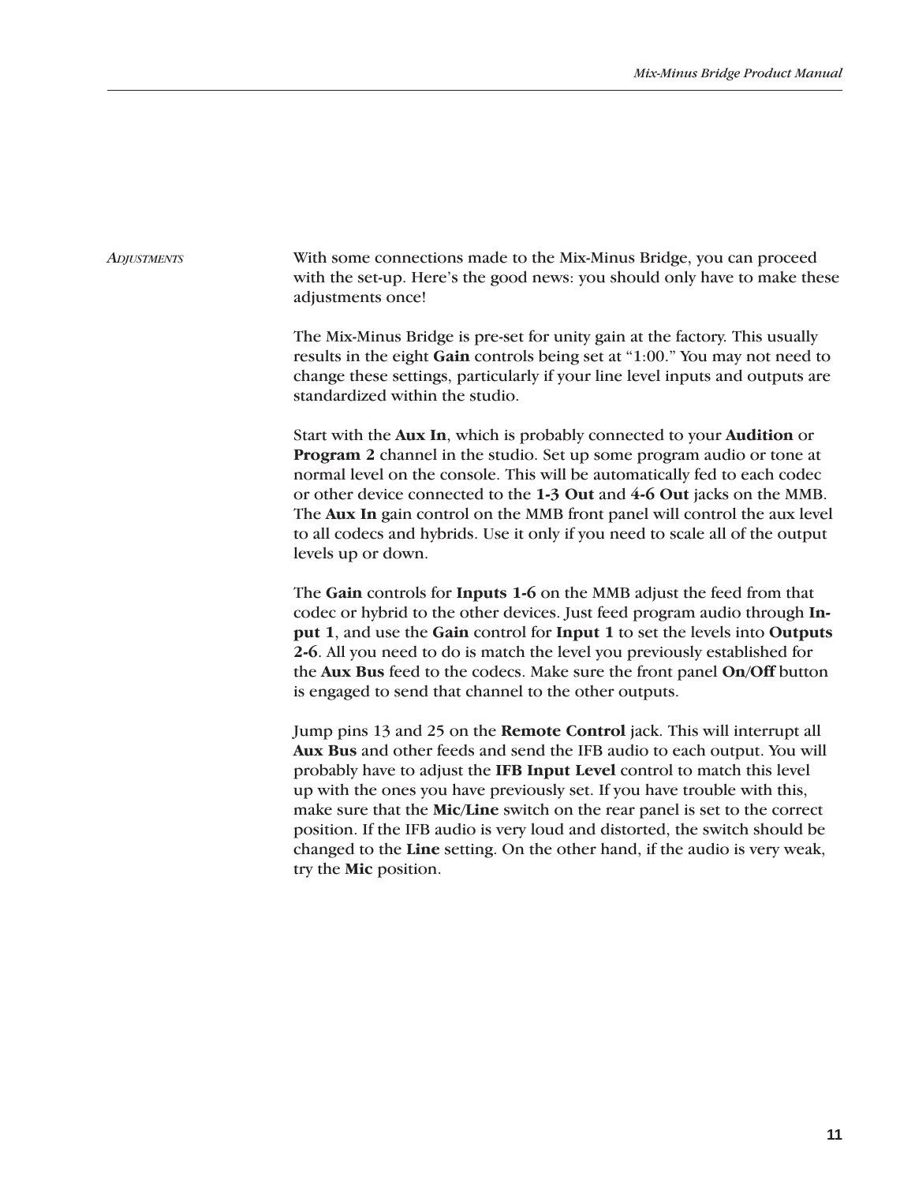## Adjustments

With some connections made to the Mix-Minus Bridge, you can proceed with the set-up. Here's the good news: you should only have to make these adjustments once!

The Mix-Minus Bridge is pre-set for unity gain at the factory. This usually results in the eight **Gain** controls being set at "1:00." You may not need to change these settings, particularly if your line level inputs and outputs are standardized within the studio.

Start with the **Aux In**, which is probably connected to your **Audition** or **Program 2** channel in the studio. Set up some program audio or tone at normal level on the console. This will be automatically fed to each codec or other device connected to the **1-3 Out** and **4-6 Out** jacks on the MMB. The **Aux In** gain control on the MMB front panel will control the aux level to all codecs and hybrids. Use it only if you need to scale all of the output levels up or down.

The **Gain** controls for **Inputs 1-6** on the MMB adjust the feed from that codec or hybrid to the other devices. Just feed program audio through **Input 1**, and use the **Gain** control for **Input 1** to set the levels into **Outputs 2-6**. All you need to do is match the level you previously established for the **Aux Bus** feed to the codecs. Make sure the front panel **On/Off** button is engaged to send that channel to the other outputs.

Jump pins 13 and 25 on the **Remote Control** jack. This will interrupt all **Aux Bus** and other feeds and send the IFB audio to each output. You will probably have to adjust the **IFB Input Level** control to match this level up with the ones you have previously set. If you have trouble with this, make sure that the **Mic/Line** switch on the rear panel is set to the correct position. If the IFB audio is very loud and distorted, the switch should be changed to the **Line** setting. On the other hand, if the audio is very weak, try the **Mic** position.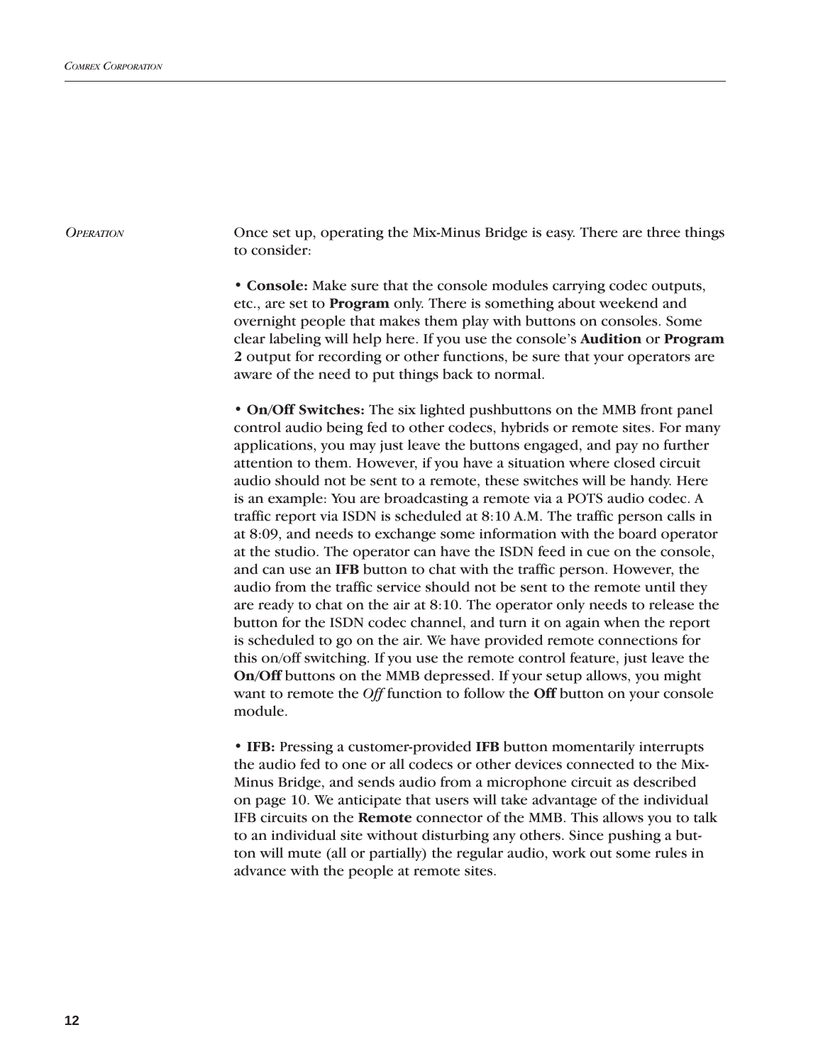## *Operation*

Once set up, operating the Mix-Minus Bridge is easy. There are three things to consider:

• **Console:** Make sure that the console modules carrying codec outputs, etc., are set to **Program** only. There is something about weekend and overnight people that makes them play with buttons on consoles. Some clear labeling will help here. If you use the console's **Audition** or **Program 2** output for recording or other functions, be sure that your operators are aware of the need to put things back to normal.

• **On/Off Switches:** The six lighted pushbuttons on the MMB front panel control audio being fed to other codecs, hybrids or remote sites. For many applications, you may just leave the buttons engaged, and pay no further attention to them. However, if you have a situation where closed circuit audio should not be sent to a remote, these switches will be handy. Here is an example: You are broadcasting a remote via a POTS audio codec. A traffic report via ISDN is scheduled at 8:10 A.M. The traffic person calls in at 8:09, and needs to exchange some information with the board operator at the studio. The operator can have the ISDN feed in cue on the console, and can use an **IFB** button to chat with the traffic person. However, the audio from the traffic service should not be sent to the remote until they are ready to chat on the air at 8:10. The operator only needs to release the button for the ISDN codec channel, and turn it on again when the report is scheduled to go on the air. We have provided remote connections for this on/off switching. If you use the remote control feature, just leave the **On/Off** buttons on the MMB depressed. If your setup allows, you might want to remote the *Off* function to follow the **Off** button on your console module.

• **IFB:** Pressing a customer-provided **IFB** button momentarily interrupts the audio fed to one or all codecs or other devices connected to the Mix-Minus Bridge, and sends audio from a microphone circuit as described on page 10. We anticipate that users will take advantage of the individual IFB circuits on the **Remote** connector of the MMB. This allows you to talk to an individual site without disturbing any others. Since pushing a button will mute (all or partially) the regular audio, work out some rules in advance with the people at remote sites.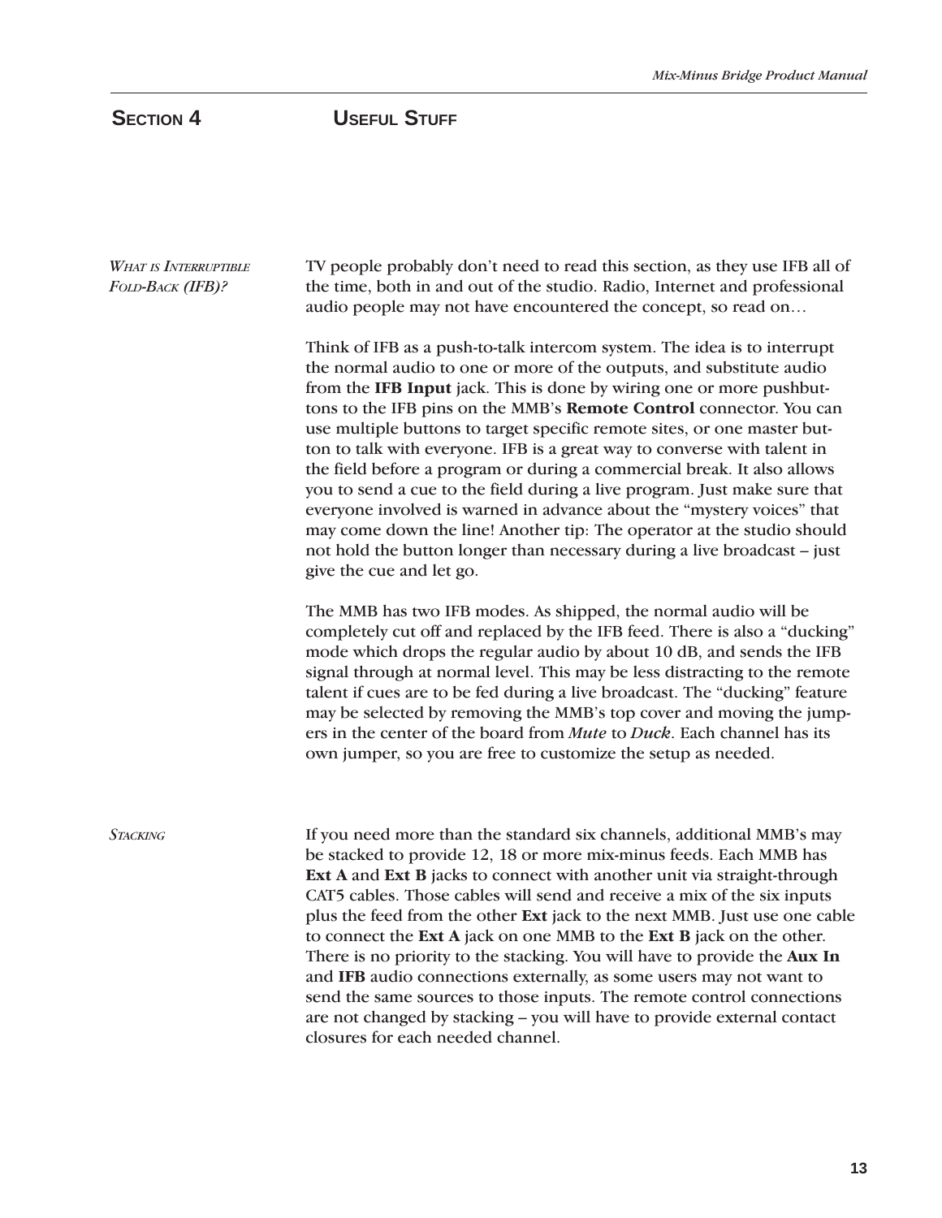# Section 4 Useful Stuff

### *What is Interruptible Fold-Back (IFB)?*

TV people probably don't need to read this section, as they use IFB all of the time, both in and out of the studio. Radio, Internet and professional audio people may not have encountered the concept, so read on…

Think of IFB as a push-to-talk intercom system. The idea is to interrupt the normal audio to one or more of the outputs, and substitute audio from the **IFB Input** jack. This is done by wiring one or more pushbuttons to the IFB pins on the MMB's **Remote Control** connector. You can use multiple buttons to target specific remote sites, or one master button to talk with everyone. IFB is a great way to converse with talent in the field before a program or during a commercial break. It also allows you to send a cue to the field during a live program. Just make sure that everyone involved is warned in advance about the "mystery voices" that may come down the line! Another tip: The operator at the studio should not hold the button longer than necessary during a live broadcast – just give the cue and let go.

The MMB has two IFB modes. As shipped, the normal audio will be completely cut off and replaced by the IFB feed. There is also a "ducking" mode which drops the regular audio by about 10 dB, and sends the IFB signal through at normal level. This may be less distracting to the remote talent if cues are to be fed during a live broadcast. The "ducking" feature may be selected by removing the MMB's top cover and moving the jumpers in the center of the board from ***Mute*** to ***Duck***. Each channel has its own jumper, so you are free to customize the setup as needed.

### *Stacking*

If you need more than the standard six channels, additional MMB's may be stacked to provide 12, 18 or more mix-minus feeds. Each MMB has **Ext A** and **Ext B** jacks to connect with another unit via straight-through CAT5 cables. Those cables will send and receive a mix of the six inputs plus the feed from the other **Ext** jack to the next MMB. Just use one cable to connect the **Ext A** jack on one MMB to the **Ext B** jack on the other. There is no priority to the stacking. You will have to provide the **Aux In** and **IFB** audio connections externally, as some users may not want to send the same sources to those inputs. The remote control connections are not changed by stacking – you will have to provide external contact closures for each needed channel.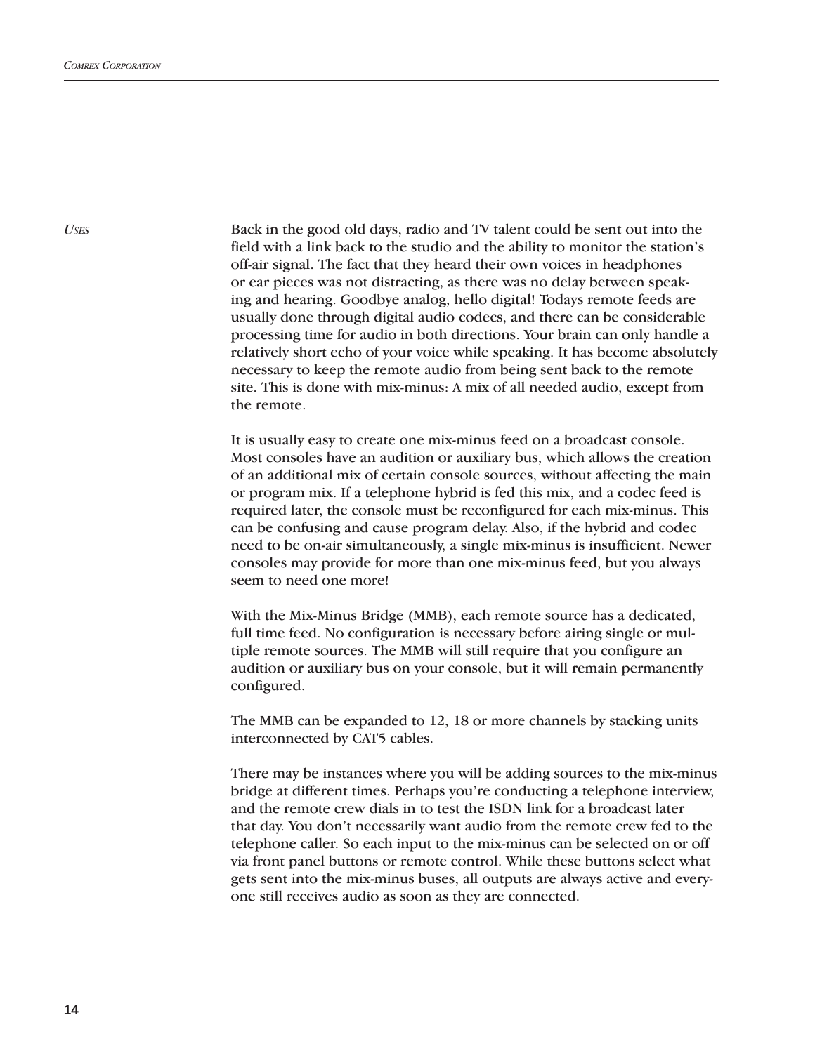## *Uses*

Back in the good old days, radio and TV talent could be sent out into the field with a link back to the studio and the ability to monitor the station's off-air signal. The fact that they heard their own voices in headphones or ear pieces was not distracting, as there was no delay between speaking and hearing. Goodbye analog, hello digital! Todays remote feeds are usually done through digital audio codecs, and there can be considerable processing time for audio in both directions. Your brain can only handle a relatively short echo of your voice while speaking. It has become absolutely necessary to keep the remote audio from being sent back to the remote site. This is done with mix-minus: A mix of all needed audio, except from the remote.

It is usually easy to create one mix-minus feed on a broadcast console. Most consoles have an audition or auxiliary bus, which allows the creation of an additional mix of certain console sources, without affecting the main or program mix. If a telephone hybrid is fed this mix, and a codec feed is required later, the console must be reconfigured for each mix-minus. This can be confusing and cause program delay. Also, if the hybrid and codec need to be on-air simultaneously, a single mix-minus is insufficient. Newer consoles may provide for more than one mix-minus feed, but you always seem to need one more!

With the Mix-Minus Bridge (MMB), each remote source has a dedicated, full time feed. No configuration is necessary before airing single or multiple remote sources. The MMB will still require that you configure an audition or auxiliary bus on your console, but it will remain permanently configured.

The MMB can be expanded to 12, 18 or more channels by stacking units interconnected by CAT5 cables.

There may be instances where you will be adding sources to the mix-minus bridge at different times. Perhaps you're conducting a telephone interview, and the remote crew dials in to test the ISDN link for a broadcast later that day. You don't necessarily want audio from the remote crew fed to the telephone caller. So each input to the mix-minus can be selected on or off via front panel buttons or remote control. While these buttons select what gets sent into the mix-minus buses, all outputs are always active and everyone still receives audio as soon as they are connected.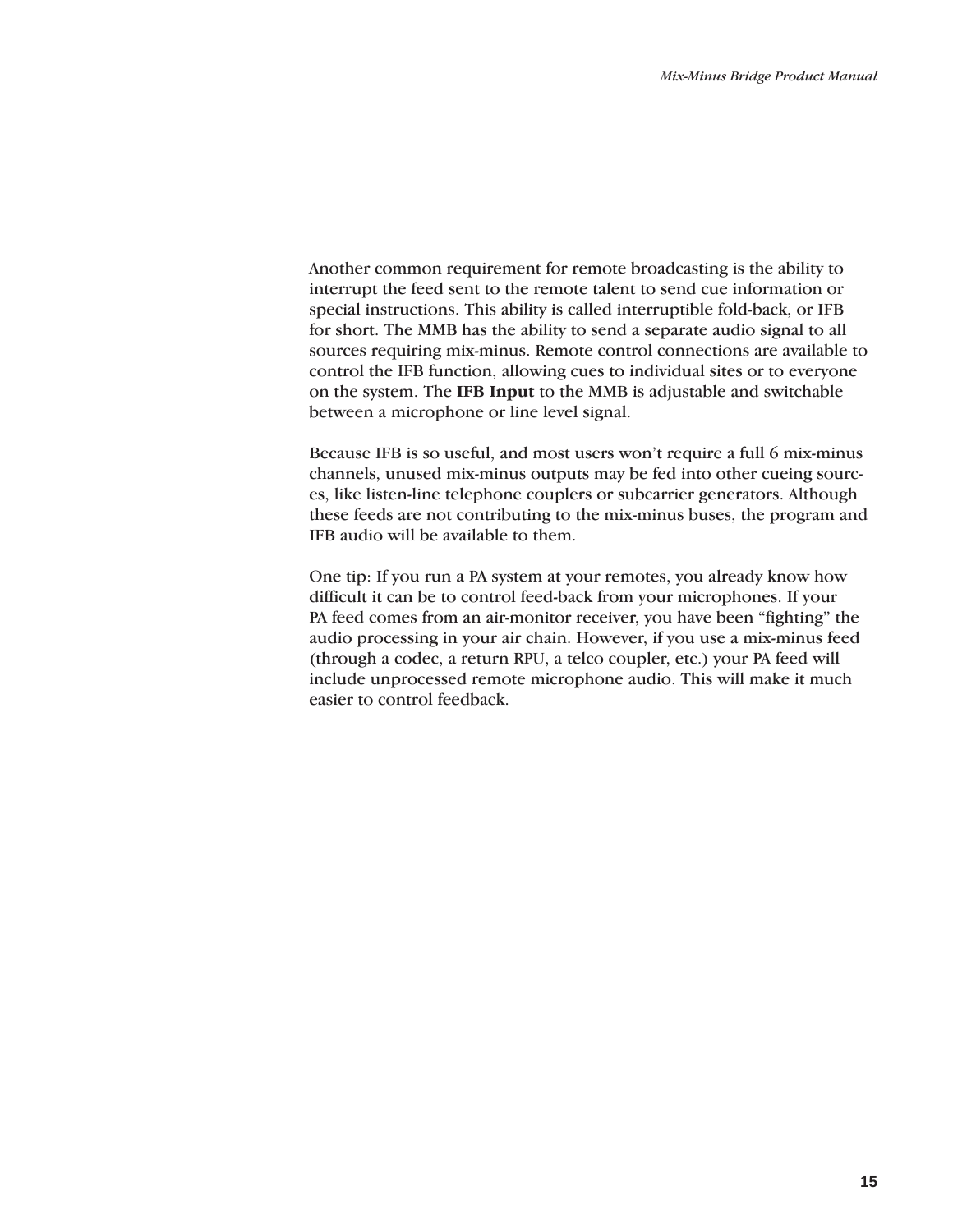Another common requirement for remote broadcasting is the ability to interrupt the feed sent to the remote talent to send cue information or special instructions. This ability is called interruptible fold-back, or IFB for short. The MMB has the ability to send a separate audio signal to all sources requiring mix-minus. Remote control connections are available to control the IFB function, allowing cues to individual sites or to everyone on the system. The **IFB Input** to the MMB is adjustable and switchable between a microphone or line level signal.

Because IFB is so useful, and most users won't require a full 6 mix-minus channels, unused mix-minus outputs may be fed into other cueing sources, like listen-line telephone couplers or subcarrier generators. Although these feeds are not contributing to the mix-minus buses, the program and IFB audio will be available to them.

One tip: If you run a PA system at your remotes, you already know how difficult it can be to control feed-back from your microphones. If your PA feed comes from an air-monitor receiver, you have been "fighting" the audio processing in your air chain. However, if you use a mix-minus feed (through a codec, a return RPU, a telco coupler, etc.) your PA feed will include unprocessed remote microphone audio. This will make it much easier to control feedback.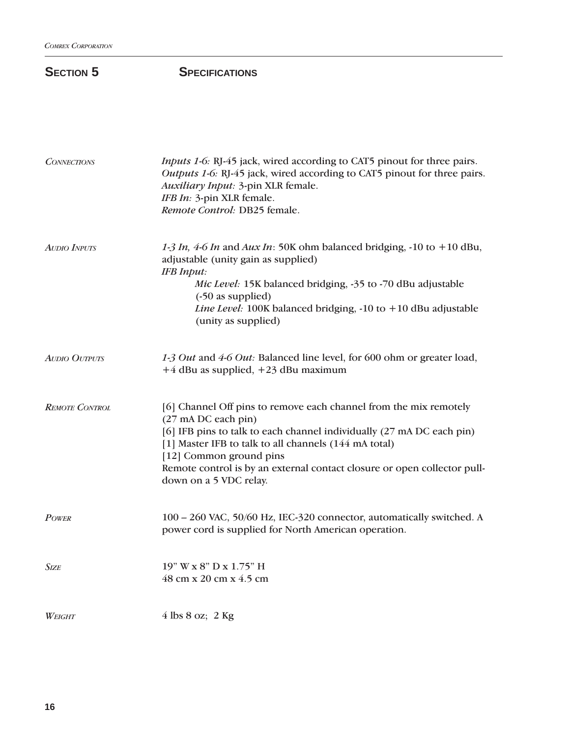## SECTION 5 SPECIFICATIONS

*CONNECTIONS*

*Inputs 1-6:* RJ-45 jack, wired according to CAT5 pinout for three pairs.
*Outputs 1-6:* RJ-45 jack, wired according to CAT5 pinout for three pairs.
*Auxiliary Input:* 3-pin XLR female.
*IFB In:* 3-pin XLR female.
*Remote Control:* DB25 female.

*AUDIO INPUTS*

*1-3 In, 4-6 In* and *Aux In*: 50K ohm balanced bridging, -10 to +10 dBu, adjustable (unity gain as supplied)
*IFB Input:*

*Mic Level:* 15K balanced bridging, -35 to -70 dBu adjustable (-50 as supplied)
*Line Level:* 100K balanced bridging, -10 to +10 dBu adjustable (unity as supplied)

*AUDIO OUTPUTS*

*1-3 Out* and *4-6 Out:* Balanced line level, for 600 ohm or greater load, +4 dBu as supplied, +23 dBu maximum

*REMOTE CONTROL*

[6] Channel Off pins to remove each channel from the mix remotely (27 mA DC each pin)
[6] IFB pins to talk to each channel individually (27 mA DC each pin)
[1] Master IFB to talk to all channels (144 mA total)
[12] Common ground pins
Remote control is by an external contact closure or open collector pull-down on a 5 VDC relay.

*POWER*

100 – 260 VAC, 50/60 Hz, IEC-320 connector, automatically switched. A power cord is supplied for North American operation.

*SIZE*

19” W x 8” D x 1.75” H
48 cm x 20 cm x 4.5 cm

*WEIGHT*

4 lbs 8 oz; 2 Kg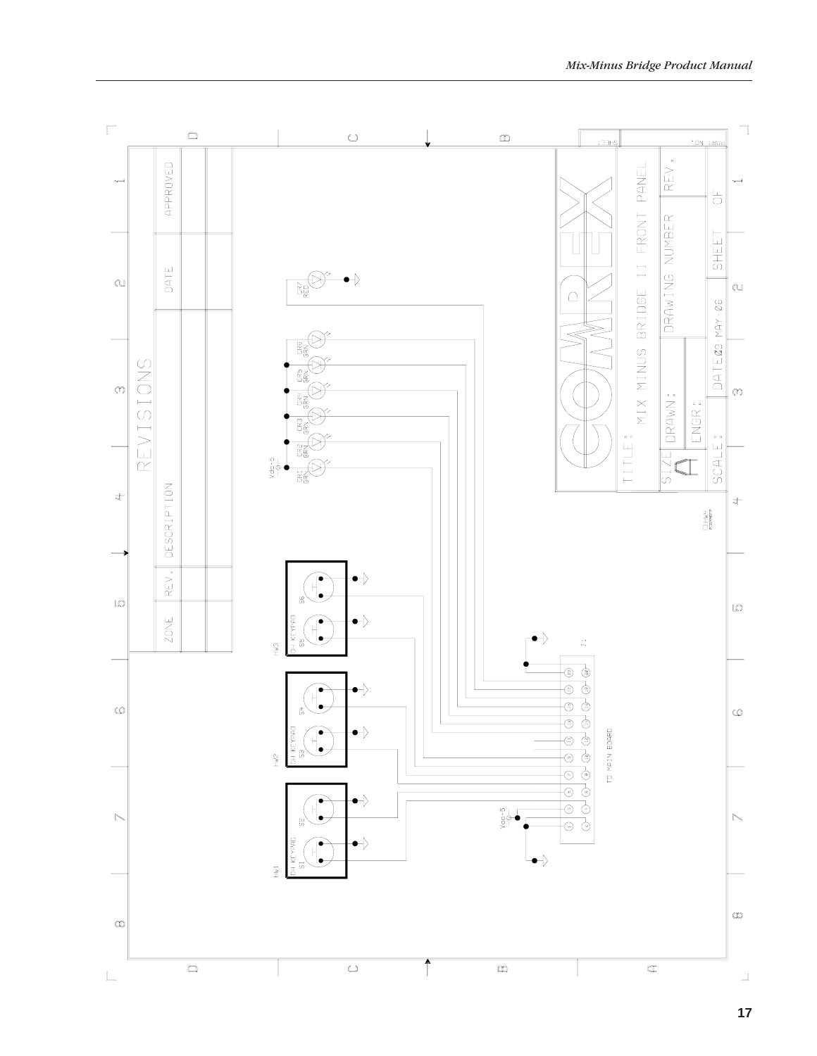REVISIONS

| ZONE | REV. | DESCRIPTION | DATE | APPROVED |
| --- | --- | --- | --- | --- |
| | | | | |

Vdc-5

CR1 GRN

CR2 GRN

CR3 GRN

CR4 GRN

CR5 GRN

CR6 GRN

CR7 RED

HW1 CH KEYPAD S1 S2

HW2 CH KEYPAD S3 S4

HW3 CH KEYPAD S5 S6

J1

TO MAIN BOARD

Vdc-5

TITLE: MIX MINUS BRIDGE II FRONT PANEL

SIZE A

DRAWN:

ENGR:

DRAWING NUMBER

REV.

SCALE:

DATE 23 MAY 06

SHEET

OF

PART NO.

SHEET